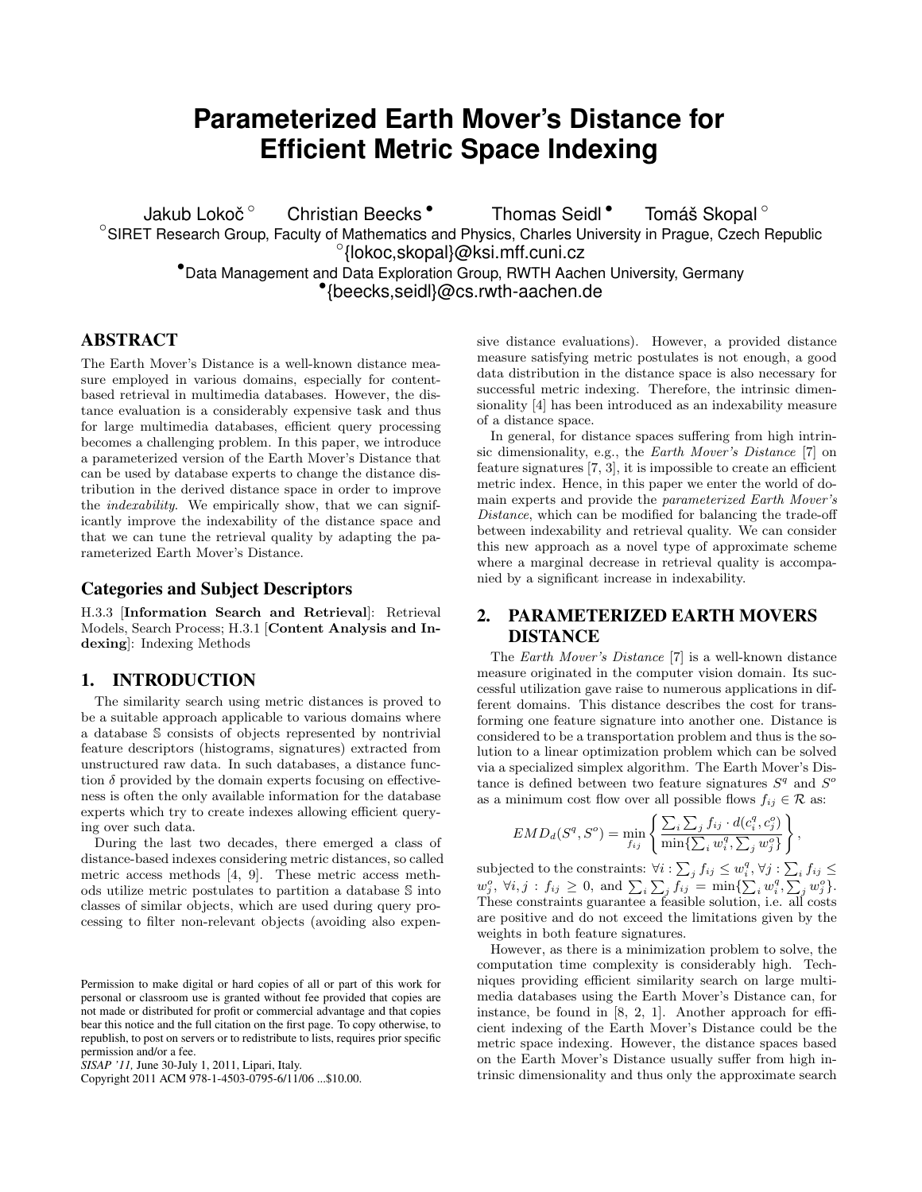# Parameterized Earth Mover's Distance for Efficient Metric Space Indexing

Jakub Lokoč [∘] Christian Beecks [•] Thomas Seidl [•] Tomáš Skopal [∘]

[∘]SIRET Research Group, Faculty of Mathematics and Physics, Charles University in Prague, Czech Republic
[∘]{lokoc,skopal}@ksi.mff.cuni.cz

[•]Data Management and Data Exploration Group, RWTH Aachen University, Germany
[•]{beecks,seidl}@cs.rwth-aachen.de

## ABSTRACT

The Earth Mover's Distance is a well-known distance measure employed in various domains, especially for content-based retrieval in multimedia databases. However, the distance evaluation is a considerably expensive task and thus for large multimedia databases, efficient query processing becomes a challenging problem. In this paper, we introduce a parameterized version of the Earth Mover's Distance that can be used by database experts to change the distance distribution in the derived distance space in order to improve the *indexability*. We empirically show, that we can significantly improve the indexability of the distance space and that we can tune the retrieval quality by adapting the parameterized Earth Mover's Distance.

### Categories and Subject Descriptors

H.3.3 [**Information Search and Retrieval**]: Retrieval Models, Search Process; H.3.1 [**Content Analysis and Indexing**]: Indexing Methods

## 1. INTRODUCTION

The similarity search using metric distances is proved to be a suitable approach applicable to various domains where a database $\mathbb{S}$ consists of objects represented by nontrivial feature descriptors (histograms, signatures) extracted from unstructured raw data. In such databases, a distance function $\delta$ provided by the domain experts focusing on effectiveness is often the only available information for the database experts which try to create indexes allowing efficient querying over such data.

During the last two decades, there emerged a class of distance-based indexes considering metric distances, so called metric access methods [4, 9]. These metric access methods utilize metric postulates to partition a database $\mathbb{S}$ into classes of similar objects, which are used during query processing to filter non-relevant objects (avoiding also expensive distance evaluations). However, a provided distance measure satisfying metric postulates is not enough, a good data distribution in the distance space is also necessary for successful metric indexing. Therefore, the intrinsic dimensionality [4] has been introduced as an indexability measure of a distance space.

Permission to make digital or hard copies of all or part of this work for personal or classroom use is granted without fee provided that copies are not made or distributed for profit or commercial advantage and that copies bear this notice and the full citation on the first page. To copy otherwise, to republish, to post on servers or to redistribute to lists, requires prior specific permission and/or a fee.
*SISAP '11*, June 30-July 1, 2011, Lipari, Italy.
Copyright 2011 ACM 978-1-4503-0795-6/11/06 ...$10.00.

In general, for distance spaces suffering from high intrinsic dimensionality, e.g., the *Earth Mover's Distance* [7] on feature signatures [7, 3], it is impossible to create an efficient metric index. Hence, in this paper we enter the world of domain experts and provide the *parameterized Earth Mover's Distance*, which can be modified for balancing the trade-off between indexability and retrieval quality. We can consider this new approach as a novel type of approximate scheme where a marginal decrease in retrieval quality is accompanied by a significant increase in indexability.

## 2. PARAMETERIZED EARTH MOVERS DISTANCE

The *Earth Mover's Distance* [7] is a well-known distance measure originated in the computer vision domain. Its successful utilization gave raise to numerous applications in different domains. This distance describes the cost for transforming one feature signature into another one. Distance is considered to be a transportation problem and thus is the solution to a linear optimization problem which can be solved via a specialized simplex algorithm. The Earth Mover's Distance is defined between two feature signatures $S^q$ and $S^o$ as a minimum cost flow over all possible flows $f_{ij} \in \mathcal{R}$ as:

$$EMD_d(S^q, S^o) = \min_{f_{ij}} \left\{ \frac{\sum_i \sum_j f_{ij} \cdot d(c_i^q, c_j^o)}{\min\{\sum_i w_i^q, \sum_j w_j^o\}} \right\},$$

subjected to the constraints: $\forall i : \sum_j f_{ij} \leq w_i^q$, $\forall j : \sum_i f_{ij} \leq w_j^o$, $\forall i, j : f_{ij} \geq 0$, and $\sum_i \sum_j f_{ij} = \min\{\sum_i w_i^q, \sum_j w_j^o\}$. These constraints guarantee a feasible solution, i.e. all costs are positive and do not exceed the limitations given by the weights in both feature signatures.

However, as there is a minimization problem to solve, the computation time complexity is considerably high. Techniques providing efficient similarity search on large multimedia databases using the Earth Mover's Distance can, for instance, be found in [8, 2, 1]. Another approach for efficient indexing of the Earth Mover's Distance could be the metric space indexing. However, the distance spaces based on the Earth Mover's Distance usually suffer from high intrinsic dimensionality and thus only the approximate search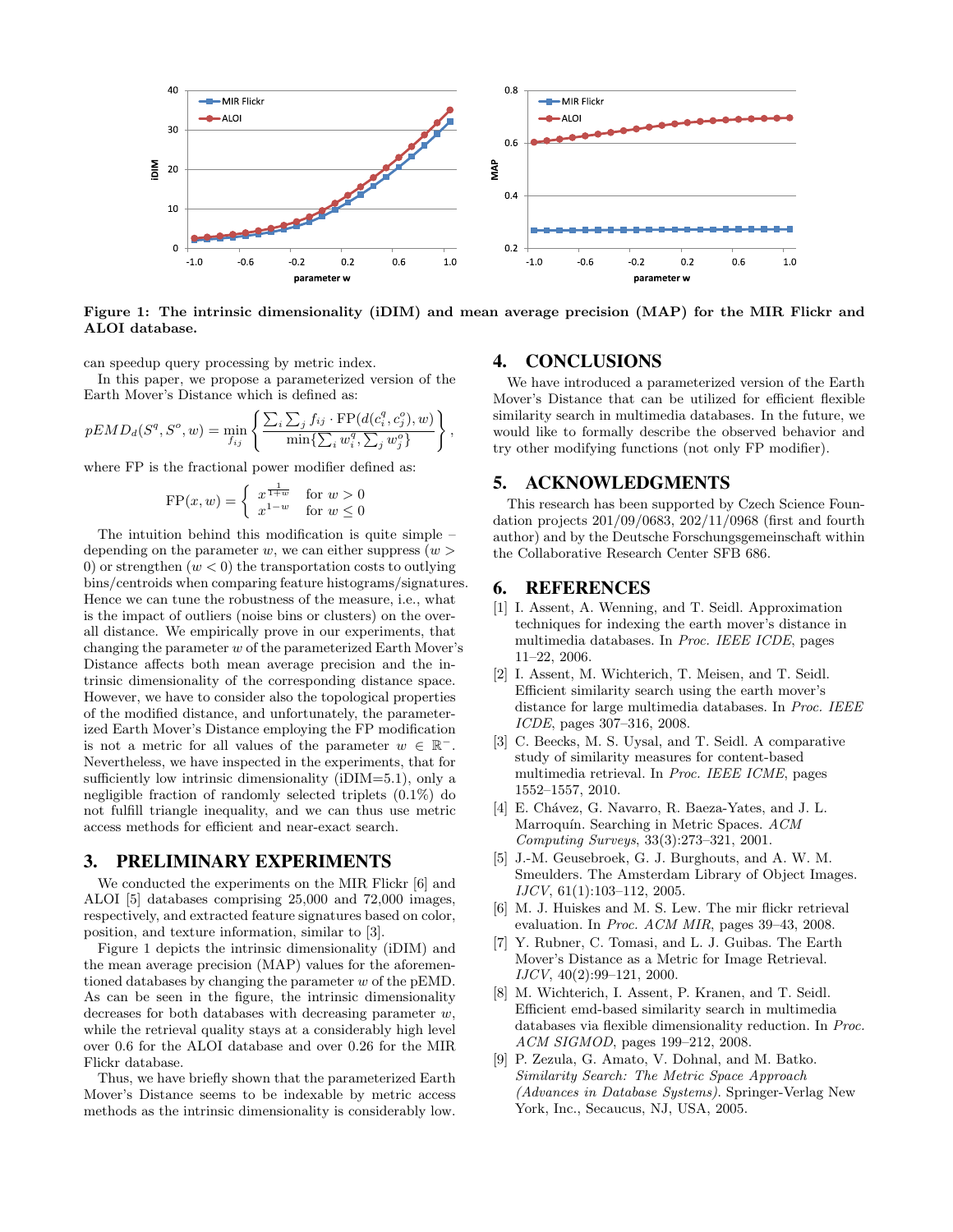40
30
iDIM
20
10
0
-1.0 -0.6 -0.2 0.2 0.6 1.0
parameter w
MIR Flickr
ALOI

0.8
0.6
MAP
0.4
0.2
-1.0 -0.6 -0.2 0.2 0.6 1.0
parameter w
MIR Flickr
ALOI

**Figure 1: The intrinsic dimensionality (iDIM) and mean average precision (MAP) for the MIR Flickr and ALOI database.**

can speedup query processing by metric index.

In this paper, we propose a parameterized version of the Earth Mover's Distance which is defined as:

$$pEMD_d(S^q, S^o, w) = \min_{f_{ij}} \left\{ \frac{\sum_i \sum_j f_{ij} \cdot \text{FP}(d(c_i^q, c_j^o), w)}{\min\{\sum_i w_i^q, \sum_j w_j^o\}} \right\},$$

where FP is the fractional power modifier defined as:

$$\text{FP}(x, w) = \begin{cases} x^{\frac{1}{1+w}} & \text{for } w > 0 \\ x^{1-w} & \text{for } w \leq 0 \end{cases}$$

The intuition behind this modification is quite simple – depending on the parameter $w$, we can either suppress ($w > 0$) or strengthen ($w < 0$) the transportation costs to outlying bins/centroids when comparing feature histograms/signatures. Hence we can tune the robustness of the measure, i.e., what is the impact of outliers (noise bins or clusters) on the overall distance. We empirically prove in our experiments, that changing the parameter $w$ of the parameterized Earth Mover's Distance affects both mean average precision and the intrinsic dimensionality of the corresponding distance space. However, we have to consider also the topological properties of the modified distance, and unfortunately, the parameterized Earth Mover's Distance employing the FP modification is not a metric for all values of the parameter $w \in \mathbb{R}^-$. Nevertheless, we have inspected in the experiments, that for sufficiently low intrinsic dimensionality (iDIM=5.1), only a negligible fraction of randomly selected triplets (0.1%) do not fulfill triangle inequality, and we can thus use metric access methods for efficient and near-exact search.

## 3. PRELIMINARY EXPERIMENTS

We conducted the experiments on the MIR Flickr [6] and ALOI [5] databases comprising 25,000 and 72,000 images, respectively, and extracted feature signatures based on color, position, and texture information, similar to [3].

Figure 1 depicts the intrinsic dimensionality (iDIM) and the mean average precision (MAP) values for the aforementioned databases by changing the parameter $w$ of the pEMD. As can be seen in the figure, the intrinsic dimensionality decreases for both databases with decreasing parameter $w$, while the retrieval quality stays at a considerably high level over 0.6 for the ALOI database and over 0.26 for the MIR Flickr database.

Thus, we have briefly shown that the parameterized Earth Mover's Distance seems to be indexable by metric access methods as the intrinsic dimensionality is considerably low.

## 4. CONCLUSIONS

We have introduced a parameterized version of the Earth Mover's Distance that can be utilized for efficient flexible similarity search in multimedia databases. In the future, we would like to formally describe the observed behavior and try other modifying functions (not only FP modifier).

## 5. ACKNOWLEDGMENTS

This research has been supported by Czech Science Foundation projects 201/09/0683, 202/11/0968 (first and fourth author) and by the Deutsche Forschungsgemeinschaft within the Collaborative Research Center SFB 686.

## 6. REFERENCES

[1] I. Assent, A. Wenning, and T. Seidl. Approximation techniques for indexing the earth mover's distance in multimedia databases. In *Proc. IEEE ICDE*, pages 11–22, 2006.

[2] I. Assent, M. Wichterich, T. Meisen, and T. Seidl. Efficient similarity search using the earth mover's distance for large multimedia databases. In *Proc. IEEE ICDE*, pages 307–316, 2008.

[3] C. Beecks, M. S. Uysal, and T. Seidl. A comparative study of similarity measures for content-based multimedia retrieval. In *Proc. IEEE ICME*, pages 1552–1557, 2010.

[4] E. Chávez, G. Navarro, R. Baeza-Yates, and J. L. Marroquín. Searching in Metric Spaces. *ACM Computing Surveys*, 33(3):273–321, 2001.

[5] J.-M. Geusebroek, G. J. Burghouts, and A. W. M. Smeulders. The Amsterdam Library of Object Images. *IJCV*, 61(1):103–112, 2005.

[6] M. J. Huiskes and M. S. Lew. The mir flickr retrieval evaluation. In *Proc. ACM MIR*, pages 39–43, 2008.

[7] Y. Rubner, C. Tomasi, and L. J. Guibas. The Earth Mover's Distance as a Metric for Image Retrieval. *IJCV*, 40(2):99–121, 2000.

[8] M. Wichterich, I. Assent, P. Kranen, and T. Seidl. Efficient emd-based similarity search in multimedia databases via flexible dimensionality reduction. In *Proc. ACM SIGMOD*, pages 199–212, 2008.

[9] P. Zezula, G. Amato, V. Dohnal, and M. Batko. *Similarity Search: The Metric Space Approach (Advances in Database Systems)*. Springer-Verlag New York, Inc., Secaucus, NJ, USA, 2005.